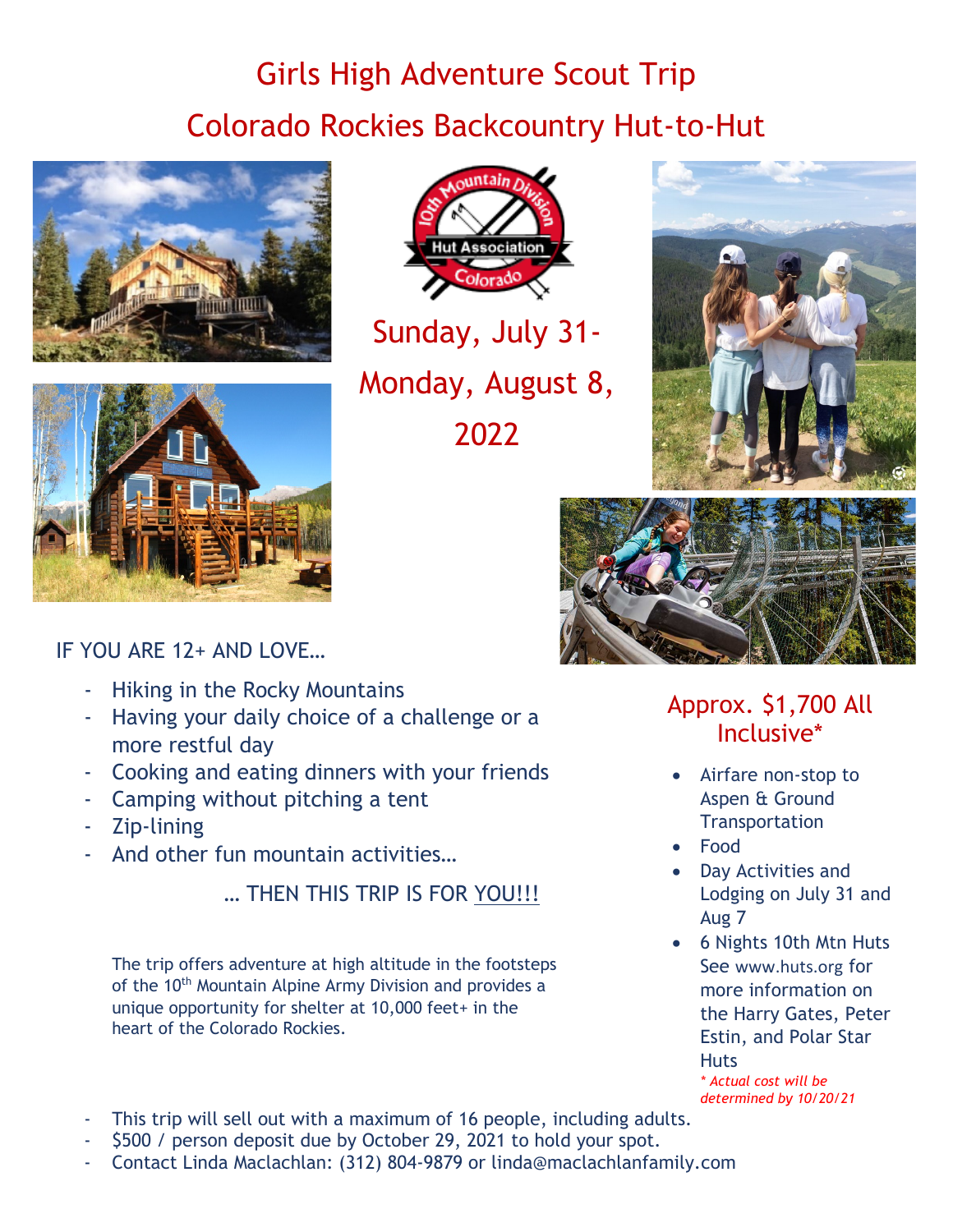# Girls High Adventure Scout Trip

# Colorado Rockies Backcountry Hut-to-Hut

## Sunday, July 31- Monday, August 8, 2022

IF YOU ARE 12+ AND LOVE…

- Hiking in the Rocky Mountains
- Having your daily choice of a challenge or a more restful day
- Cooking and eating dinners with your friends
- Camping without pitching a tent
- Zip-lining
- And other fun mountain activities…

… THEN THIS TRIP IS FOR YOU!!!

The trip offers adventure at high altitude in the footsteps of the 10th Mountain Alpine Army Division and provides a unique opportunity for shelter at 10,000 feet+ in the heart of the Colorado Rockies.

## Approx. $1,700 All Inclusive*

- Airfare non-stop to Aspen & Ground Transportation
- Food
- Day Activities and Lodging on July 31 and Aug 7
- 6 Nights 10th Mtn Huts See www.huts.org for more information on the Harry Gates, Peter Estin, and Polar Star Huts

*\* Actual cost will be determined by 10/20/21*

- This trip will sell out with a maximum of 16 people, including adults.
- $500 / person deposit due by October 29, 2021 to hold your spot.
- Contact Linda Maclachlan: (312) 804-9879 or linda@maclachlanfamily.com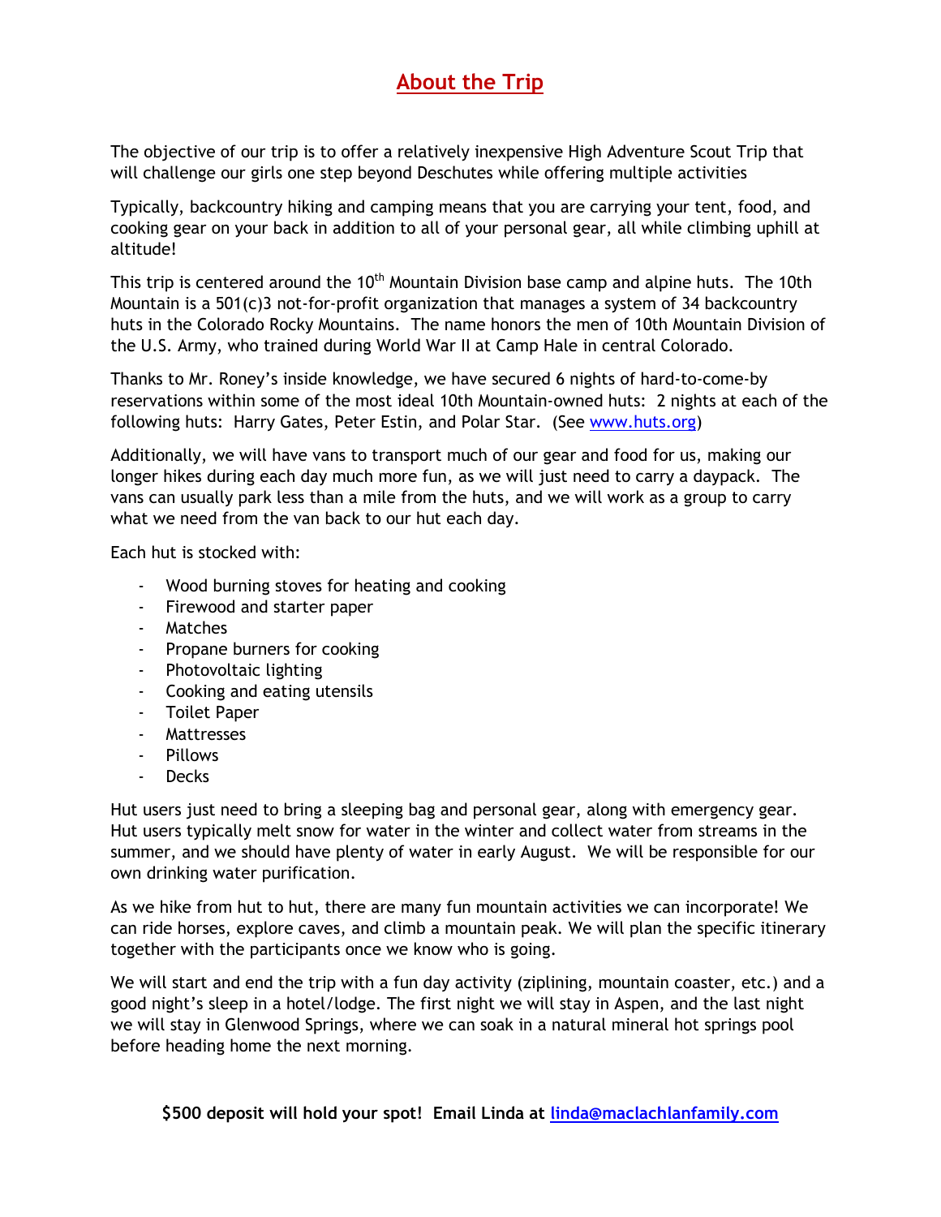# About the Trip

The objective of our trip is to offer a relatively inexpensive High Adventure Scout Trip that will challenge our girls one step beyond Deschutes while offering multiple activities

Typically, backcountry hiking and camping means that you are carrying your tent, food, and cooking gear on your back in addition to all of your personal gear, all while climbing uphill at altitude!

This trip is centered around the 10$^{th}$ Mountain Division base camp and alpine huts. The 10th Mountain is a 501(c)3 not-for-profit organization that manages a system of 34 backcountry huts in the Colorado Rocky Mountains. The name honors the men of 10th Mountain Division of the U.S. Army, who trained during World War II at Camp Hale in central Colorado.

Thanks to Mr. Roney's inside knowledge, we have secured 6 nights of hard-to-come-by reservations within some of the most ideal 10th Mountain-owned huts: 2 nights at each of the following huts: Harry Gates, Peter Estin, and Polar Star. (See [www.huts.org](http://www.huts.org))

Additionally, we will have vans to transport much of our gear and food for us, making our longer hikes during each day much more fun, as we will just need to carry a daypack. The vans can usually park less than a mile from the huts, and we will work as a group to carry what we need from the van back to our hut each day.

Each hut is stocked with:

- Wood burning stoves for heating and cooking
- Firewood and starter paper
- Matches
- Propane burners for cooking
- Photovoltaic lighting
- Cooking and eating utensils
- Toilet Paper
- Mattresses
- Pillows
- Decks

Hut users just need to bring a sleeping bag and personal gear, along with emergency gear. Hut users typically melt snow for water in the winter and collect water from streams in the summer, and we should have plenty of water in early August. We will be responsible for our own drinking water purification.

As we hike from hut to hut, there are many fun mountain activities we can incorporate! We can ride horses, explore caves, and climb a mountain peak. We will plan the specific itinerary together with the participants once we know who is going.

We will start and end the trip with a fun day activity (ziplining, mountain coaster, etc.) and a good night's sleep in a hotel/lodge. The first night we will stay in Aspen, and the last night we will stay in Glenwood Springs, where we can soak in a natural mineral hot springs pool before heading home the next morning.

**$500 deposit will hold your spot! Email Linda at [linda@maclachlanfamily.com](mailto:linda@maclachlanfamily.com)**